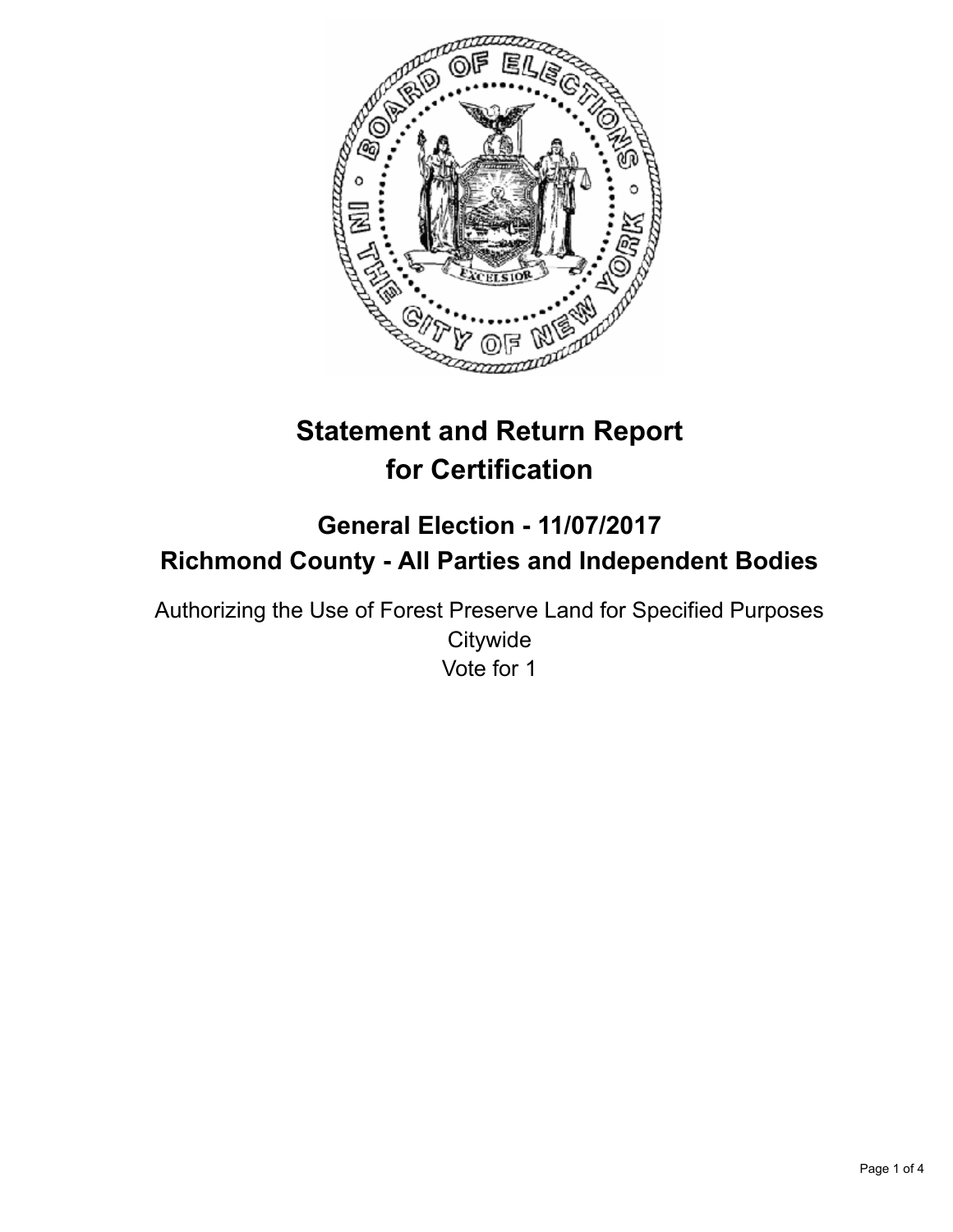# Statement and Return Report for Certification

## General Election - 11/07/2017
## Richmond County - All Parties and Independent Bodies

Authorizing the Use of Forest Preserve Land for Specified Purposes
Citywide
Vote for 1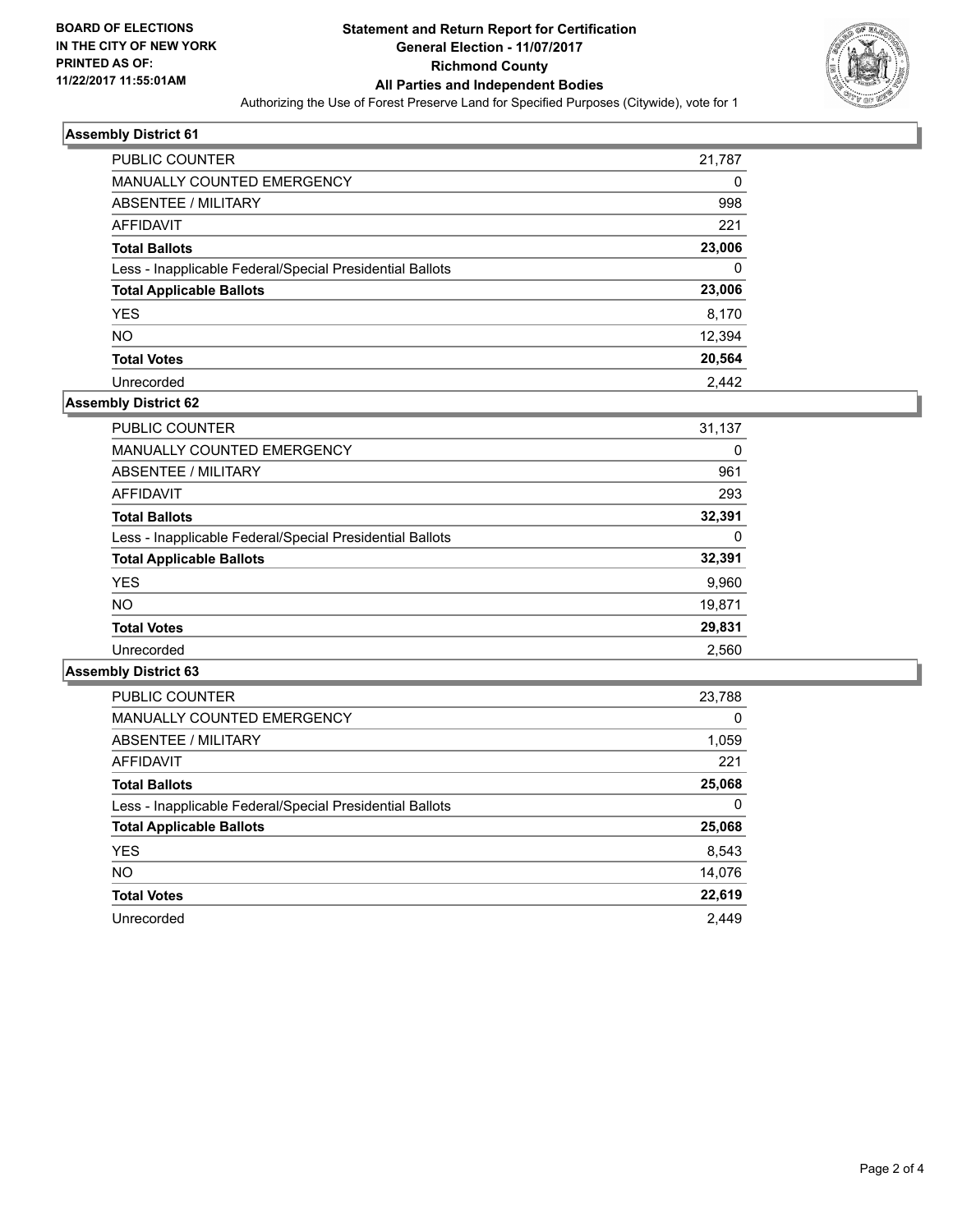BOARD OF ELECTIONS
IN THE CITY OF NEW YORK
PRINTED AS OF:
11/22/2017 11:55:01AM

**Statement and Return Report for Certification**
**General Election - 11/07/2017**
**Richmond County**
**All Parties and Independent Bodies**
Authorizing the Use of Forest Preserve Land for Specified Purposes (Citywide), vote for 1

### Assembly District 61

| | |
|---|---|
| PUBLIC COUNTER | 21,787 |
| MANUALLY COUNTED EMERGENCY | 0 |
| ABSENTEE / MILITARY | 998 |
| AFFIDAVIT | 221 |
| **Total Ballots** | **23,006** |
| Less - Inapplicable Federal/Special Presidential Ballots | 0 |
| **Total Applicable Ballots** | **23,006** |
| YES | 8,170 |
| NO | 12,394 |
| **Total Votes** | **20,564** |
| Unrecorded | 2,442 |

### Assembly District 62

| | |
|---|---|
| PUBLIC COUNTER | 31,137 |
| MANUALLY COUNTED EMERGENCY | 0 |
| ABSENTEE / MILITARY | 961 |
| AFFIDAVIT | 293 |
| **Total Ballots** | **32,391** |
| Less - Inapplicable Federal/Special Presidential Ballots | 0 |
| **Total Applicable Ballots** | **32,391** |
| YES | 9,960 |
| NO | 19,871 |
| **Total Votes** | **29,831** |
| Unrecorded | 2,560 |

### Assembly District 63

| | |
|---|---|
| PUBLIC COUNTER | 23,788 |
| MANUALLY COUNTED EMERGENCY | 0 |
| ABSENTEE / MILITARY | 1,059 |
| AFFIDAVIT | 221 |
| **Total Ballots** | **25,068** |
| Less - Inapplicable Federal/Special Presidential Ballots | 0 |
| **Total Applicable Ballots** | **25,068** |
| YES | 8,543 |
| NO | 14,076 |
| **Total Votes** | **22,619** |
| Unrecorded | 2,449 |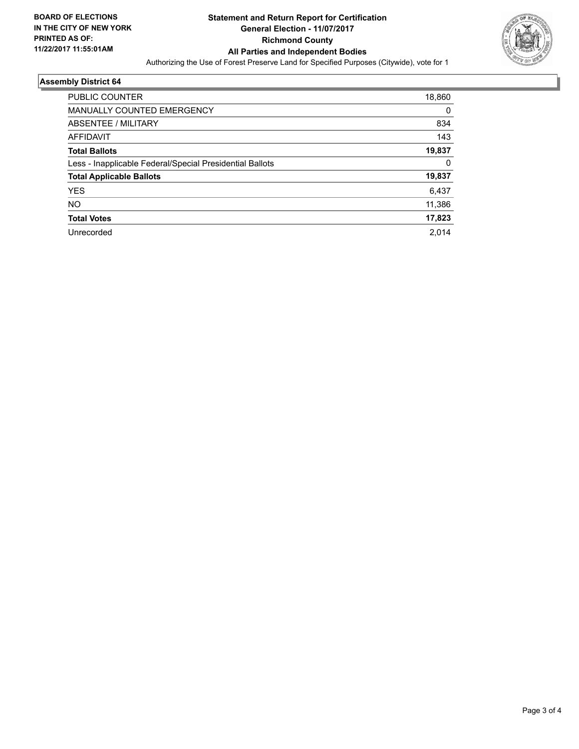**BOARD OF ELECTIONS IN THE CITY OF NEW YORK PRINTED AS OF: 11/22/2017 11:55:01AM**

# Statement and Return Report for Certification
## General Election - 11/07/2017
## Richmond County
## All Parties and Independent Bodies

Authorizing the Use of Forest Preserve Land for Specified Purposes (Citywide), vote for 1

### Assembly District 64

| | |
|---|---|
| PUBLIC COUNTER | 18,860 |
| MANUALLY COUNTED EMERGENCY | 0 |
| ABSENTEE / MILITARY | 834 |
| AFFIDAVIT | 143 |
| **Total Ballots** | **19,837** |
| Less - Inapplicable Federal/Special Presidential Ballots | 0 |
| **Total Applicable Ballots** | **19,837** |
| YES | 6,437 |
| NO | 11,386 |
| **Total Votes** | **17,823** |
| Unrecorded | 2,014 |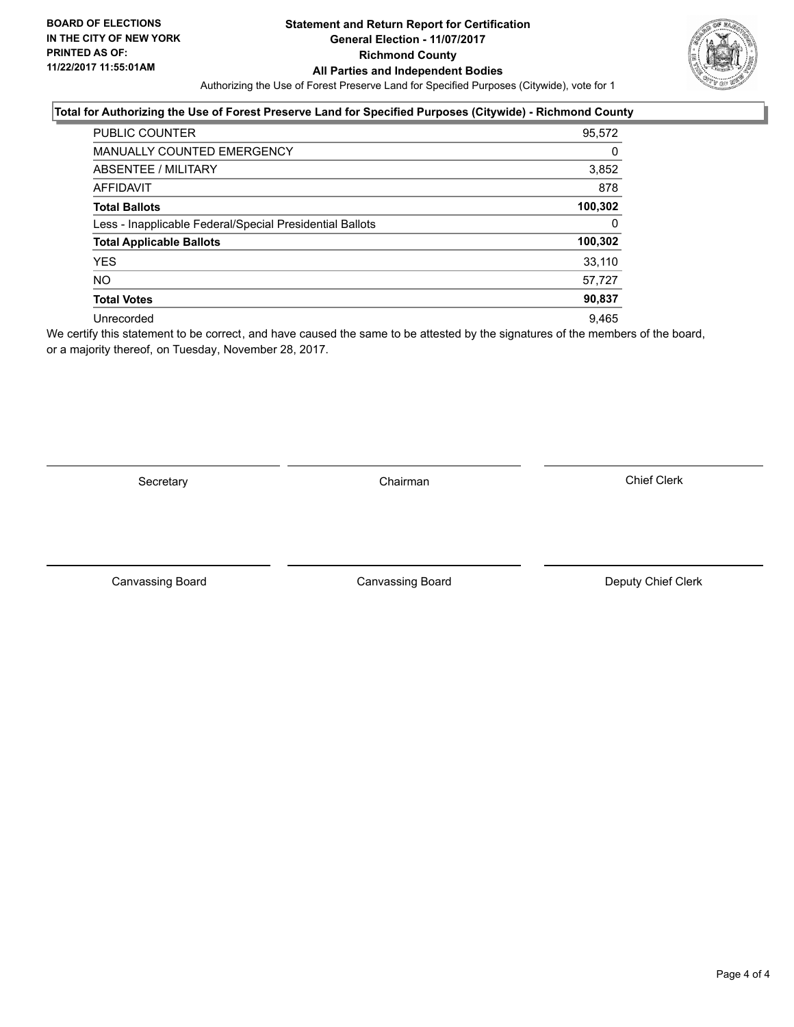**BOARD OF ELECTIONS IN THE CITY OF NEW YORK PRINTED AS OF: 11/22/2017 11:55:01AM**

**Statement and Return Report for Certification General Election - 11/07/2017 Richmond County All Parties and Independent Bodies**

Authorizing the Use of Forest Preserve Land for Specified Purposes (Citywide), vote for 1

### Total for Authorizing the Use of Forest Preserve Land for Specified Purposes (Citywide) - Richmond County

| | |
|---|---|
| PUBLIC COUNTER | 95,572 |
| MANUALLY COUNTED EMERGENCY | 0 |
| ABSENTEE / MILITARY | 3,852 |
| AFFIDAVIT | 878 |
| **Total Ballots** | **100,302** |
| Less - Inapplicable Federal/Special Presidential Ballots | 0 |
| **Total Applicable Ballots** | **100,302** |
| YES | 33,110 |
| NO | 57,727 |
| **Total Votes** | **90,837** |
| Unrecorded | 9,465 |

We certify this statement to be correct, and have caused the same to be attested by the signatures of the members of the board, or a majority thereof, on Tuesday, November 28, 2017.

Secretary

Chairman

Chief Clerk

Canvassing Board

Canvassing Board

Deputy Chief Clerk